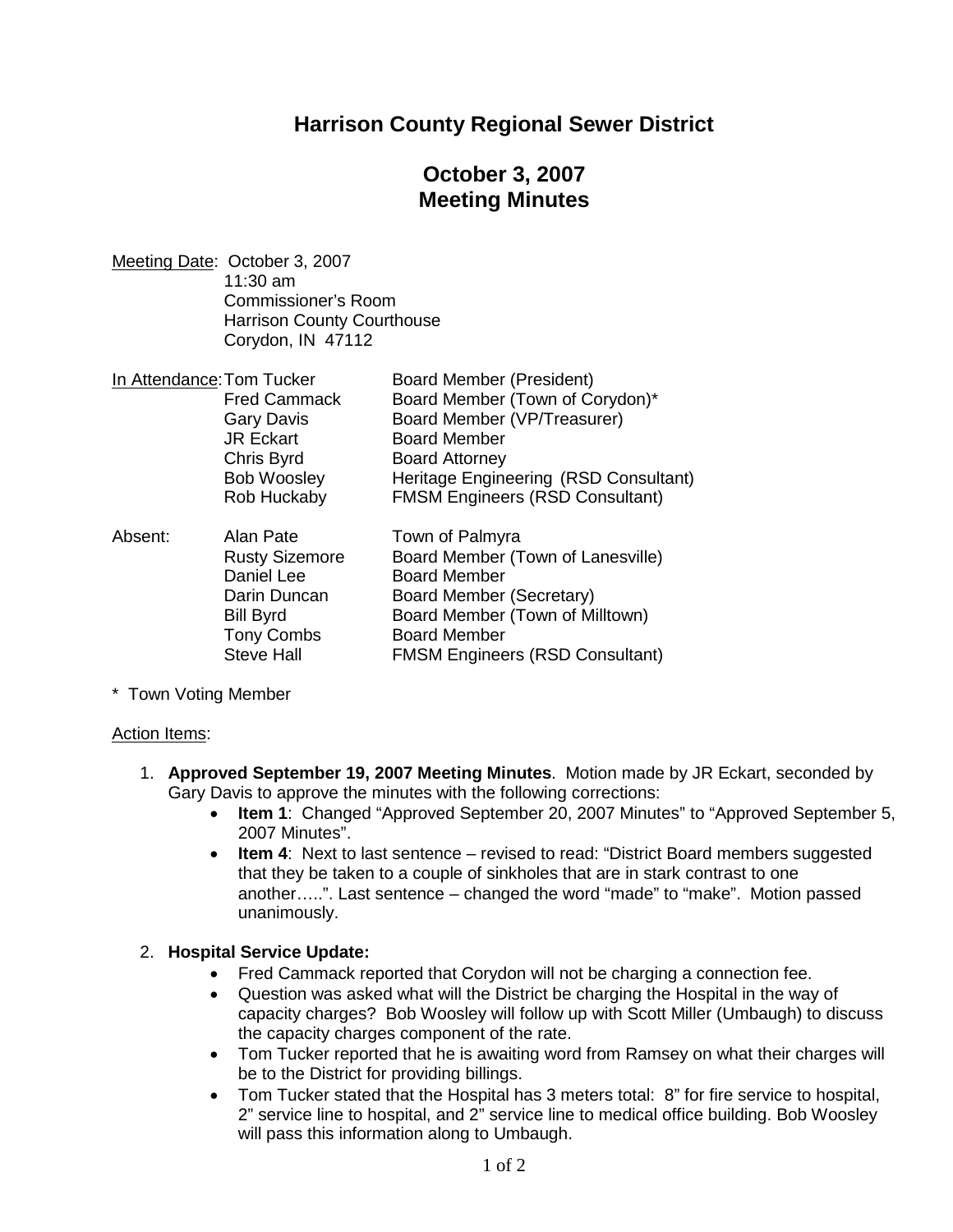# Harrison County Regional Sewer District

## October 3, 2007
## Meeting Minutes

Meeting Date: October 3, 2007
11:30 am
Commissioner's Room
Harrison County Courthouse
Corydon, IN 47112

In Attendance:

| | |
|---|---|
| Tom Tucker | Board Member (President) |
| Fred Cammack | Board Member (Town of Corydon)* |
| Gary Davis | Board Member (VP/Treasurer) |
| JR Eckart | Board Member |
| Chris Byrd | Board Attorney |
| Bob Woosley | Heritage Engineering (RSD Consultant) |
| Rob Huckaby | FMSM Engineers (RSD Consultant) |

Absent:

| | |
|---|---|
| Alan Pate | Town of Palmyra |
| Rusty Sizemore | Board Member (Town of Lanesville) |
| Daniel Lee | Board Member |
| Darin Duncan | Board Member (Secretary) |
| Bill Byrd | Board Member (Town of Milltown) |
| Tony Combs | Board Member |
| Steve Hall | FMSM Engineers (RSD Consultant) |

* Town Voting Member

Action Items:

1. **Approved September 19, 2007 Meeting Minutes**. Motion made by JR Eckart, seconded by Gary Davis to approve the minutes with the following corrections:
   - **Item 1**: Changed "Approved September 20, 2007 Minutes" to "Approved September 5, 2007 Minutes".
   - **Item 4**: Next to last sentence – revised to read: "District Board members suggested that they be taken to a couple of sinkholes that are in stark contrast to one another…..". Last sentence – changed the word "made" to "make". Motion passed unanimously.

2. **Hospital Service Update:**
   - Fred Cammack reported that Corydon will not be charging a connection fee.
   - Question was asked what will the District be charging the Hospital in the way of capacity charges? Bob Woosley will follow up with Scott Miller (Umbaugh) to discuss the capacity charges component of the rate.
   - Tom Tucker reported that he is awaiting word from Ramsey on what their charges will be to the District for providing billings.
   - Tom Tucker stated that the Hospital has 3 meters total: 8" for fire service to hospital, 2" service line to hospital, and 2" service line to medical office building. Bob Woosley will pass this information along to Umbaugh.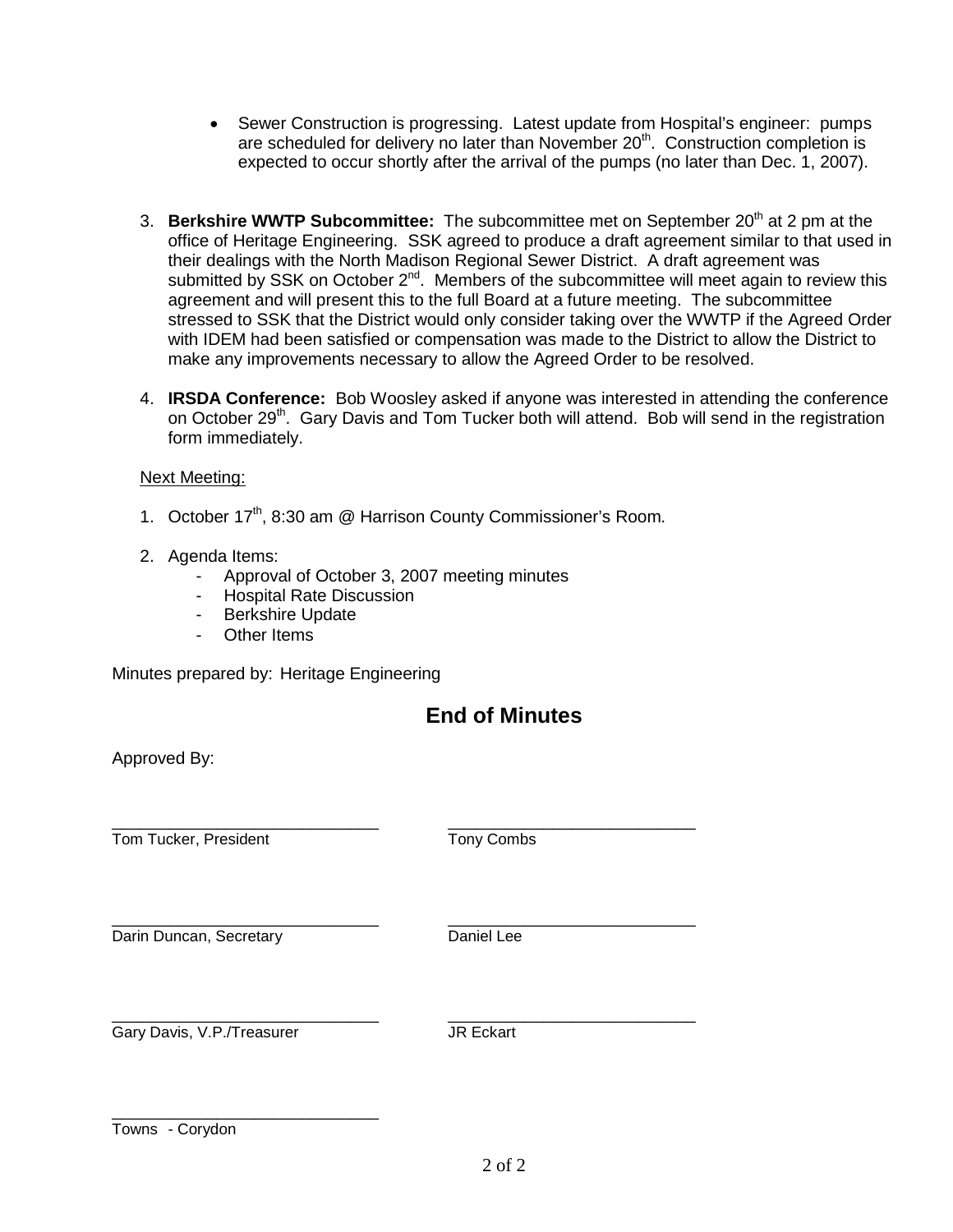- Sewer Construction is progressing. Latest update from Hospital's engineer: pumps are scheduled for delivery no later than November 20th. Construction completion is expected to occur shortly after the arrival of the pumps (no later than Dec. 1, 2007).

3. **Berkshire WWTP Subcommittee:** The subcommittee met on September 20th at 2 pm at the office of Heritage Engineering. SSK agreed to produce a draft agreement similar to that used in their dealings with the North Madison Regional Sewer District. A draft agreement was submitted by SSK on October 2nd. Members of the subcommittee will meet again to review this agreement and will present this to the full Board at a future meeting. The subcommittee stressed to SSK that the District would only consider taking over the WWTP if the Agreed Order with IDEM had been satisfied or compensation was made to the District to allow the District to make any improvements necessary to allow the Agreed Order to be resolved.

4. **IRSDA Conference:** Bob Woosley asked if anyone was interested in attending the conference on October 29th. Gary Davis and Tom Tucker both will attend. Bob will send in the registration form immediately.

Next Meeting:

1. October 17th, 8:30 am @ Harrison County Commissioner's Room.

2. Agenda Items:
   - Approval of October 3, 2007 meeting minutes
   - Hospital Rate Discussion
   - Berkshire Update
   - Other Items

Minutes prepared by: Heritage Engineering

## End of Minutes

Approved By:

\_\_\_\_\_\_\_\_\_\_\_\_\_\_\_\_\_\_\_\_\_\_\_\_\_\_\_\_\_\_
Tom Tucker, President

\_\_\_\_\_\_\_\_\_\_\_\_\_\_\_\_\_\_\_\_\_\_\_\_\_\_\_\_\_\_
Tony Combs

\_\_\_\_\_\_\_\_\_\_\_\_\_\_\_\_\_\_\_\_\_\_\_\_\_\_\_\_\_\_
Darin Duncan, Secretary

\_\_\_\_\_\_\_\_\_\_\_\_\_\_\_\_\_\_\_\_\_\_\_\_\_\_\_\_\_\_
Daniel Lee

\_\_\_\_\_\_\_\_\_\_\_\_\_\_\_\_\_\_\_\_\_\_\_\_\_\_\_\_\_\_
Gary Davis, V.P./Treasurer

\_\_\_\_\_\_\_\_\_\_\_\_\_\_\_\_\_\_\_\_\_\_\_\_\_\_\_\_\_\_
JR Eckart

\_\_\_\_\_\_\_\_\_\_\_\_\_\_\_\_\_\_\_\_\_\_\_\_\_\_\_\_\_\_
Towns - Corydon